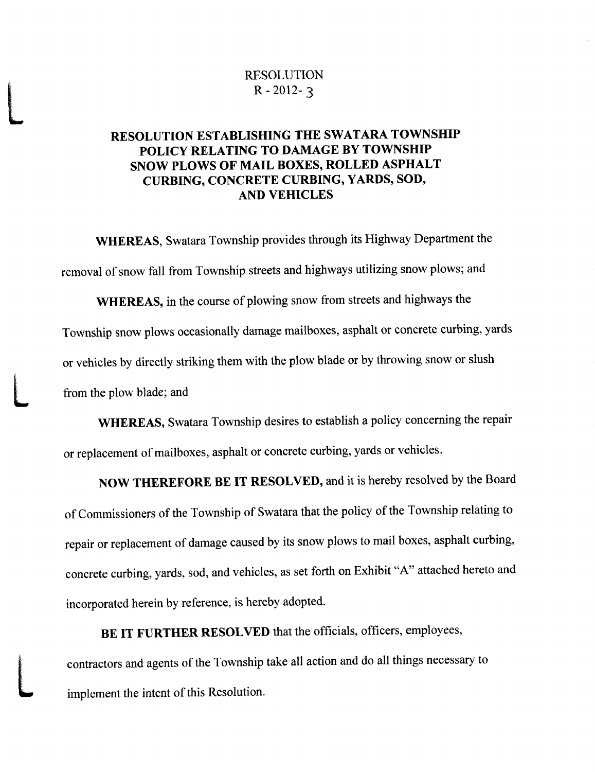RESOLUTION
R - 2012- 3

# RESOLUTION ESTABLISHING THE SWATARA TOWNSHIP POLICY RELATING TO DAMAGE BY TOWNSHIP SNOW PLOWS OF MAIL BOXES, ROLLED ASPHALT CURBING, CONCRETE CURBING, YARDS, SOD, AND VEHICLES

**WHEREAS**, Swatara Township provides through its Highway Department the removal of snow fall from Township streets and highways utilizing snow plows; and

**WHEREAS,** in the course of plowing snow from streets and highways the Township snow plows occasionally damage mailboxes, asphalt or concrete curbing, yards or vehicles by directly striking them with the plow blade or by throwing snow or slush from the plow blade; and

**WHEREAS,** Swatara Township desires to establish a policy concerning the repair or replacement of mailboxes, asphalt or concrete curbing, yards or vehicles.

**NOW THEREFORE BE IT RESOLVED,** and it is hereby resolved by the Board of Commissioners of the Township of Swatara that the policy of the Township relating to repair or replacement of damage caused by its snow plows to mail boxes, asphalt curbing, concrete curbing, yards, sod, and vehicles, as set forth on Exhibit "A" attached hereto and incorporated herein by reference, is hereby adopted.

**BE IT FURTHER RESOLVED** that the officials, officers, employees, contractors and agents of the Township take all action and do all things necessary to implement the intent of this Resolution.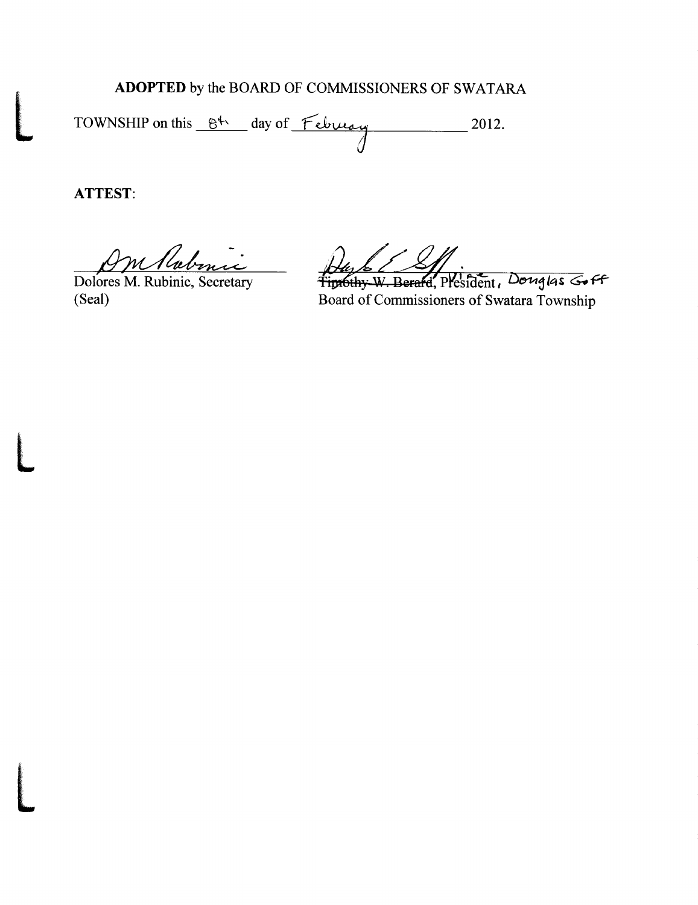**ADOPTED** by the BOARD OF COMMISSIONERS OF SWATARA TOWNSHIP on this 8th day of February 2012.

**ATTEST**:

Dolores M. Rubinic, Secretary
(Seal)

~~Timothy W. Berard~~, Vice President, Douglas Goff
Board of Commissioners of Swatara Township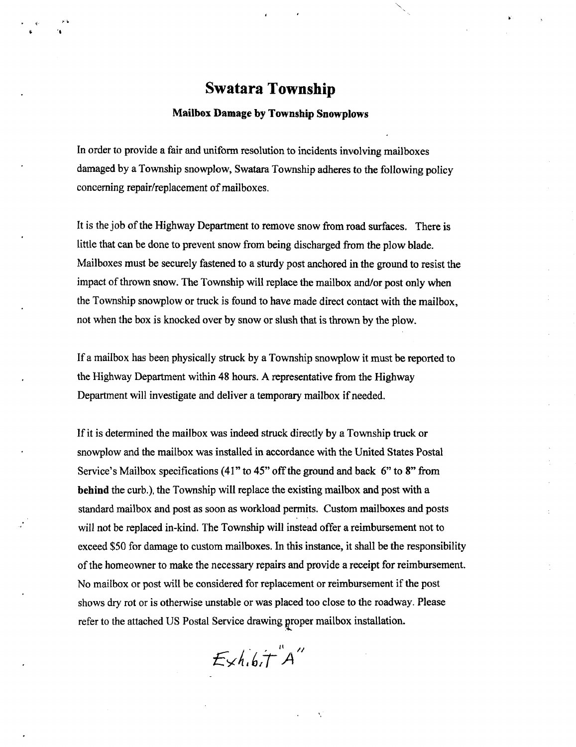# Swatara Township

### Mailbox Damage by Township Snowplows

In order to provide a fair and uniform resolution to incidents involving mailboxes damaged by a Township snowplow, Swatara Township adheres to the following policy concerning repair/replacement of mailboxes.

It is the job of the Highway Department to remove snow from road surfaces. There is little that can be done to prevent snow from being discharged from the plow blade. Mailboxes must be securely fastened to a sturdy post anchored in the ground to resist the impact of thrown snow. The Township will replace the mailbox and/or post only when the Township snowplow or truck is found to have made direct contact with the mailbox, not when the box is knocked over by snow or slush that is thrown by the plow.

If a mailbox has been physically struck by a Township snowplow it must be reported to the Highway Department within 48 hours. A representative from the Highway Department will investigate and deliver a temporary mailbox if needed.

If it is determined the mailbox was indeed struck directly by a Township truck or snowplow and the mailbox was installed in accordance with the United States Postal Service's Mailbox specifications (41" to 45" off the ground and back 6" to 8" from **behind** the curb.), the Township will replace the existing mailbox and post with a standard mailbox and post as soon as workload permits. Custom mailboxes and posts will not be replaced in-kind. The Township will instead offer a reimbursement not to exceed $50 for damage to custom mailboxes. In this instance, it shall be the responsibility of the homeowner to make the necessary repairs and provide a receipt for reimbursement. No mailbox or post will be considered for replacement or reimbursement if the post shows dry rot or is otherwise unstable or was placed too close to the roadway. Please refer to the attached US Postal Service drawing proper mailbox installation.

Exhibit "A"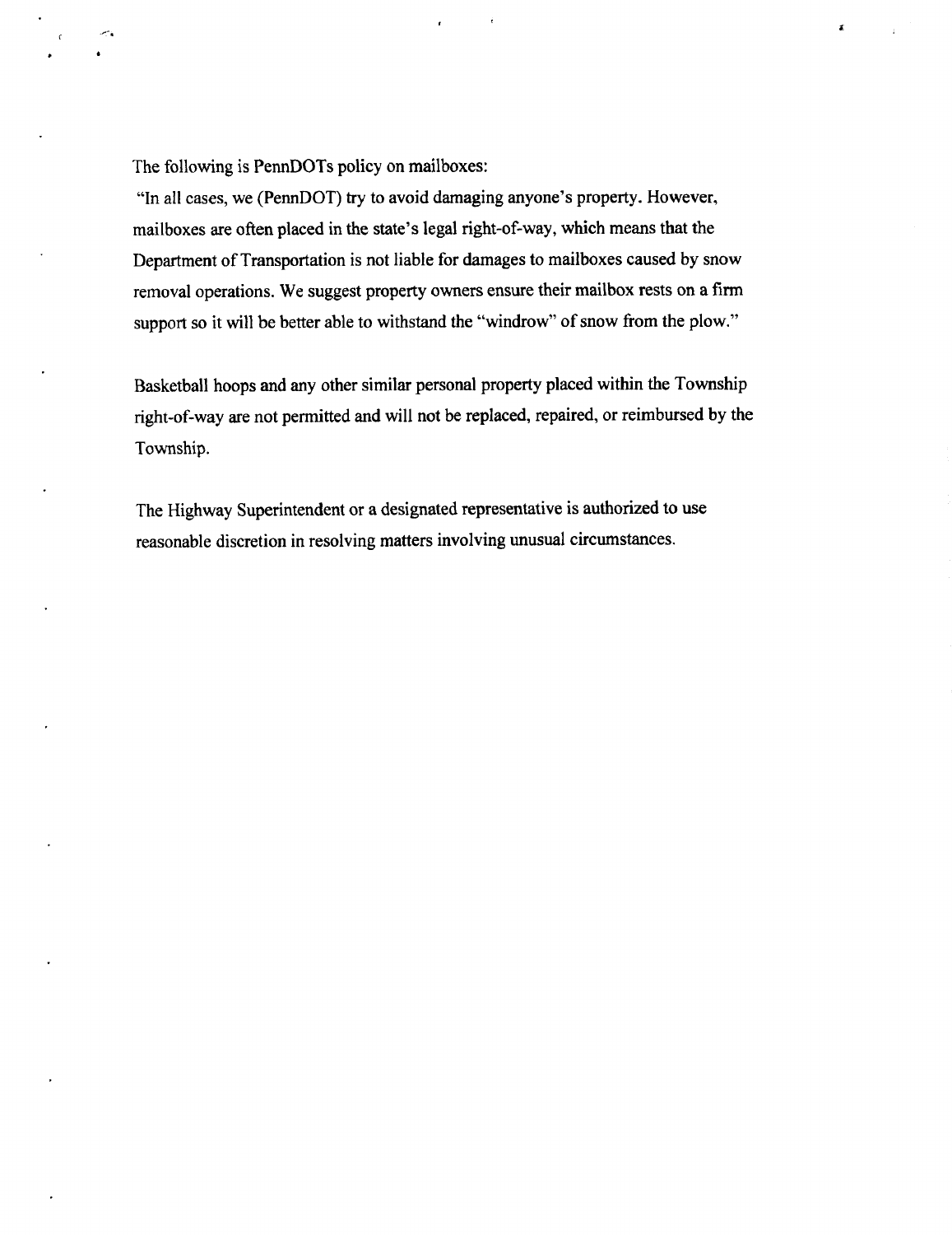The following is PennDOTs policy on mailboxes:

"In all cases, we (PennDOT) try to avoid damaging anyone's property. However, mailboxes are often placed in the state's legal right-of-way, which means that the Department of Transportation is not liable for damages to mailboxes caused by snow removal operations. We suggest property owners ensure their mailbox rests on a firm support so it will be better able to withstand the "windrow" of snow from the plow."

Basketball hoops and any other similar personal property placed within the Township right-of-way are not permitted and will not be replaced, repaired, or reimbursed by the Township.

The Highway Superintendent or a designated representative is authorized to use reasonable discretion in resolving matters involving unusual circumstances.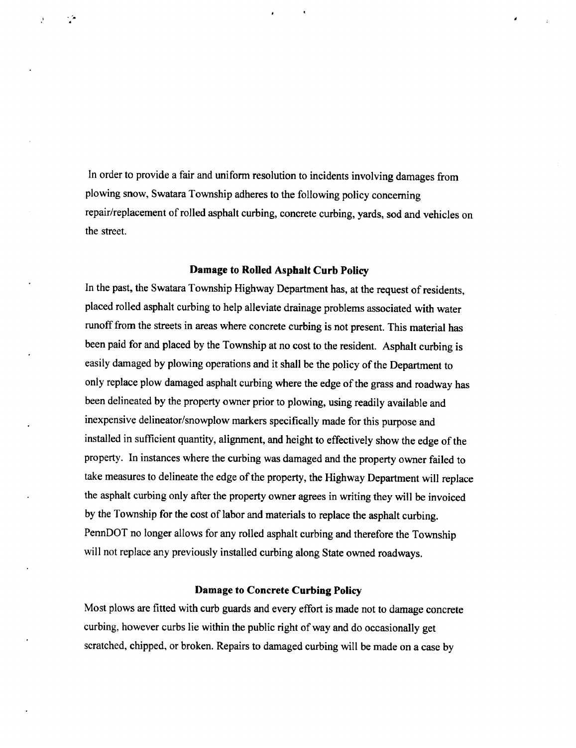In order to provide a fair and uniform resolution to incidents involving damages from plowing snow, Swatara Township adheres to the following policy concerning repair/replacement of rolled asphalt curbing, concrete curbing, yards, sod and vehicles on the street.

**Damage to Rolled Asphalt Curb Policy**

In the past, the Swatara Township Highway Department has, at the request of residents, placed rolled asphalt curbing to help alleviate drainage problems associated with water runoff from the streets in areas where concrete curbing is not present. This material has been paid for and placed by the Township at no cost to the resident. Asphalt curbing is easily damaged by plowing operations and it shall be the policy of the Department to only replace plow damaged asphalt curbing where the edge of the grass and roadway has been delineated by the property owner prior to plowing, using readily available and inexpensive delineator/snowplow markers specifically made for this purpose and installed in sufficient quantity, alignment, and height to effectively show the edge of the property. In instances where the curbing was damaged and the property owner failed to take measures to delineate the edge of the property, the Highway Department will replace the asphalt curbing only after the property owner agrees in writing they will be invoiced by the Township for the cost of labor and materials to replace the asphalt curbing. PennDOT no longer allows for any rolled asphalt curbing and therefore the Township will not replace any previously installed curbing along State owned roadways.

**Damage to Concrete Curbing Policy**

Most plows are fitted with curb guards and every effort is made not to damage concrete curbing, however curbs lie within the public right of way and do occasionally get scratched, chipped, or broken. Repairs to damaged curbing will be made on a case by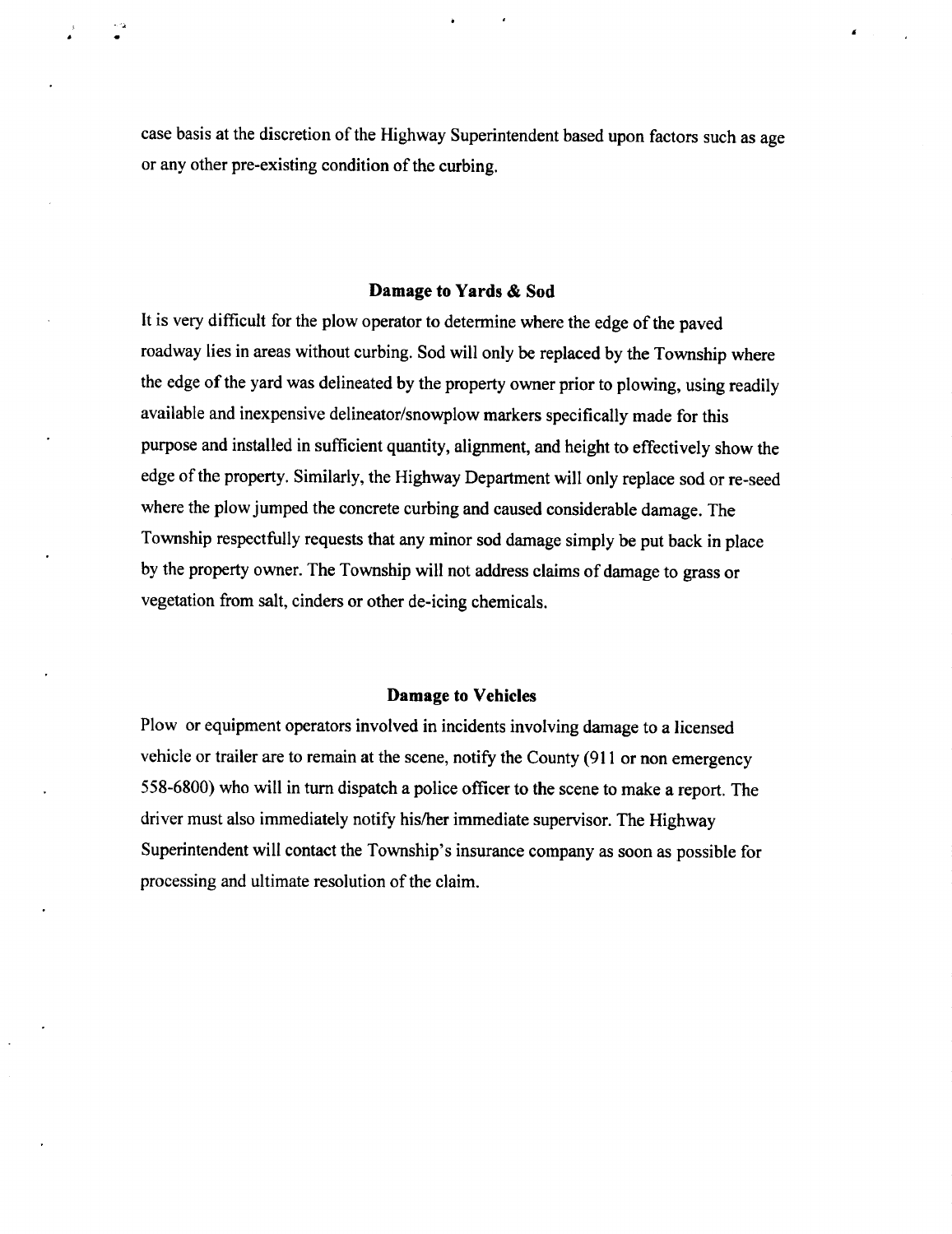case basis at the discretion of the Highway Superintendent based upon factors such as age or any other pre-existing condition of the curbing.

## Damage to Yards & Sod

It is very difficult for the plow operator to determine where the edge of the paved roadway lies in areas without curbing. Sod will only be replaced by the Township where the edge of the yard was delineated by the property owner prior to plowing, using readily available and inexpensive delineator/snowplow markers specifically made for this purpose and installed in sufficient quantity, alignment, and height to effectively show the edge of the property. Similarly, the Highway Department will only replace sod or re-seed where the plow jumped the concrete curbing and caused considerable damage. The Township respectfully requests that any minor sod damage simply be put back in place by the property owner. The Township will not address claims of damage to grass or vegetation from salt, cinders or other de-icing chemicals.

## Damage to Vehicles

Plow or equipment operators involved in incidents involving damage to a licensed vehicle or trailer are to remain at the scene, notify the County (911 or non emergency 558-6800) who will in turn dispatch a police officer to the scene to make a report. The driver must also immediately notify his/her immediate supervisor. The Highway Superintendent will contact the Township's insurance company as soon as possible for processing and ultimate resolution of the claim.